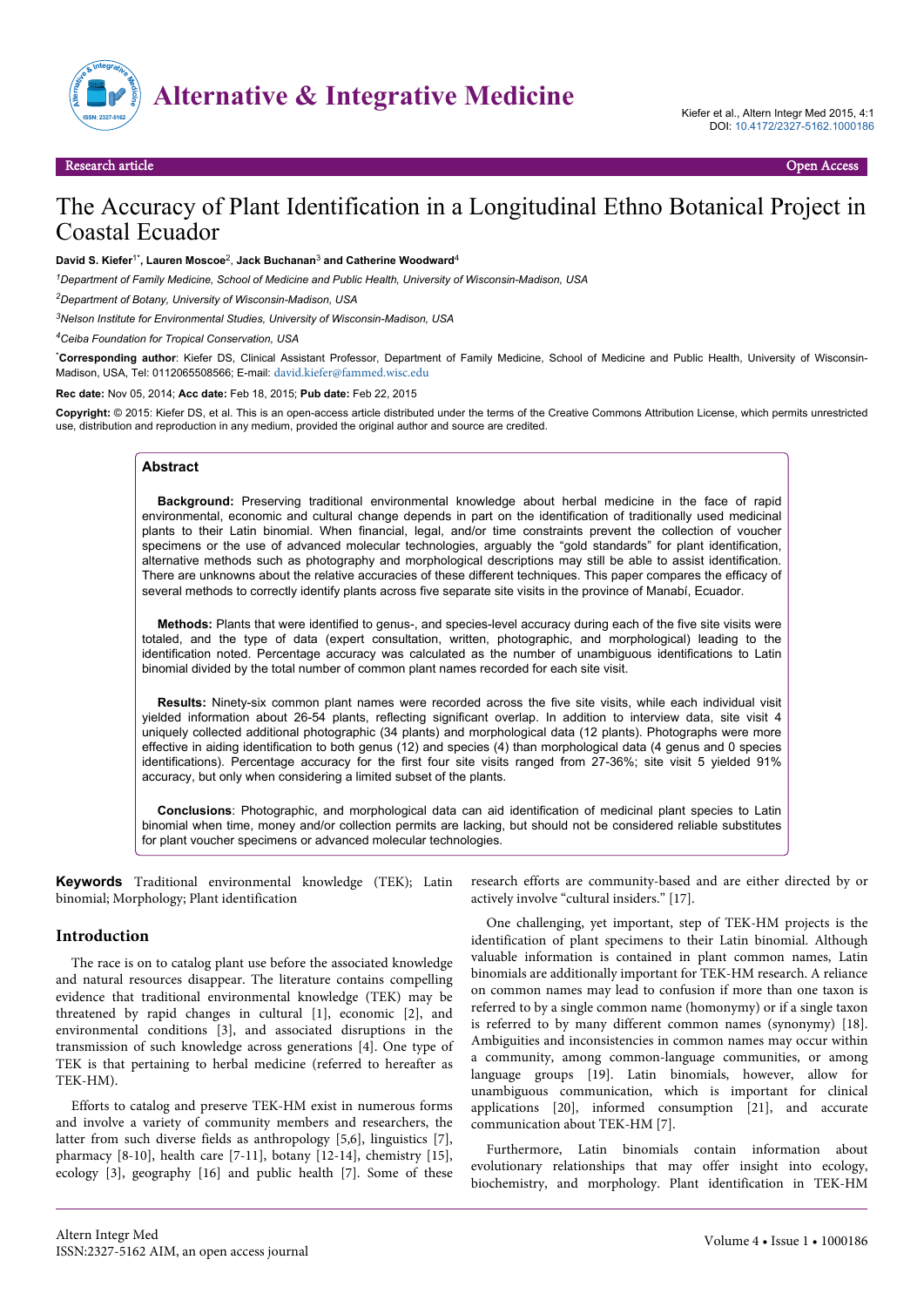Research article | Open Access

# The Accuracy of Plant Identification in a Longitudinal Ethno Botanical Project in Coastal Ecuador

**David S. Kiefer[1*], Lauren Moscoe[2], Jack Buchanan[3] and Catherine Woodward[4]**

[1]*Department of Family Medicine, School of Medicine and Public Health, University of Wisconsin-Madison, USA*

[2]*Department of Botany, University of Wisconsin-Madison, USA*

[3]*Nelson Institute for Environmental Studies, University of Wisconsin-Madison, USA*

[4]*Ceiba Foundation for Tropical Conservation, USA*

[*]**Corresponding author**: Kiefer DS, Clinical Assistant Professor, Department of Family Medicine, School of Medicine and Public Health, University of Wisconsin-Madison, USA, Tel: 0112065508566; E-mail: david.kiefer@fammed.wisc.edu

**Rec date:** Nov 05, 2014; **Acc date:** Feb 18, 2015; **Pub date:** Feb 22, 2015

**Copyright:** © 2015: Kiefer DS, et al. This is an open-access article distributed under the terms of the Creative Commons Attribution License, which permits unrestricted use, distribution and reproduction in any medium, provided the original author and source are credited.

## Abstract

**Background:** Preserving traditional environmental knowledge about herbal medicine in the face of rapid environmental, economic and cultural change depends in part on the identification of traditionally used medicinal plants to their Latin binomial. When financial, legal, and/or time constraints prevent the collection of voucher specimens or the use of advanced molecular technologies, arguably the "gold standards" for plant identification, alternative methods such as photography and morphological descriptions may still be able to assist identification. There are unknowns about the relative accuracies of these different techniques. This paper compares the efficacy of several methods to correctly identify plants across five separate site visits in the province of Manabí, Ecuador.

**Methods:** Plants that were identified to genus-, and species-level accuracy during each of the five site visits were totaled, and the type of data (expert consultation, written, photographic, and morphological) leading to the identification noted. Percentage accuracy was calculated as the number of unambiguous identifications to Latin binomial divided by the total number of common plant names recorded for each site visit.

**Results:** Ninety-six common plant names were recorded across the five site visits, while each individual visit yielded information about 26-54 plants, reflecting significant overlap. In addition to interview data, site visit 4 uniquely collected additional photographic (34 plants) and morphological data (12 plants). Photographs were more effective in aiding identification to both genus (12) and species (4) than morphological data (4 genus and 0 species identifications). Percentage accuracy for the first four site visits ranged from 27-36%; site visit 5 yielded 91% accuracy, but only when considering a limited subset of the plants.

**Conclusions**: Photographic, and morphological data can aid identification of medicinal plant species to Latin binomial when time, money and/or collection permits are lacking, but should not be considered reliable substitutes for plant voucher specimens or advanced molecular technologies.

**Keywords** Traditional environmental knowledge (TEK); Latin binomial; Morphology; Plant identification

## Introduction

The race is on to catalog plant use before the associated knowledge and natural resources disappear. The literature contains compelling evidence that traditional environmental knowledge (TEK) may be threatened by rapid changes in cultural [1], economic [2], and environmental conditions [3], and associated disruptions in the transmission of such knowledge across generations [4]. One type of TEK is that pertaining to herbal medicine (referred to hereafter as TEK-HM).

Efforts to catalog and preserve TEK-HM exist in numerous forms and involve a variety of community members and researchers, the latter from such diverse fields as anthropology [5,6], linguistics [7], pharmacy [8-10], health care [7-11], botany [12-14], chemistry [15], ecology [3], geography [16] and public health [7]. Some of these research efforts are community-based and are either directed by or actively involve "cultural insiders." [17].

One challenging, yet important, step of TEK-HM projects is the identification of plant specimens to their Latin binomial. Although valuable information is contained in plant common names, Latin binomials are additionally important for TEK-HM research. A reliance on common names may lead to confusion if more than one taxon is referred to by a single common name (homonymy) or if a single taxon is referred to by many different common names (synonymy) [18]. Ambiguities and inconsistencies in common names may occur within a community, among common-language communities, or among language groups [19]. Latin binomials, however, allow for unambiguous communication, which is important for clinical applications [20], informed consumption [21], and accurate communication about TEK-HM [7].

Furthermore, Latin binomials contain information about evolutionary relationships that may offer insight into ecology, biochemistry, and morphology. Plant identification in TEK-HM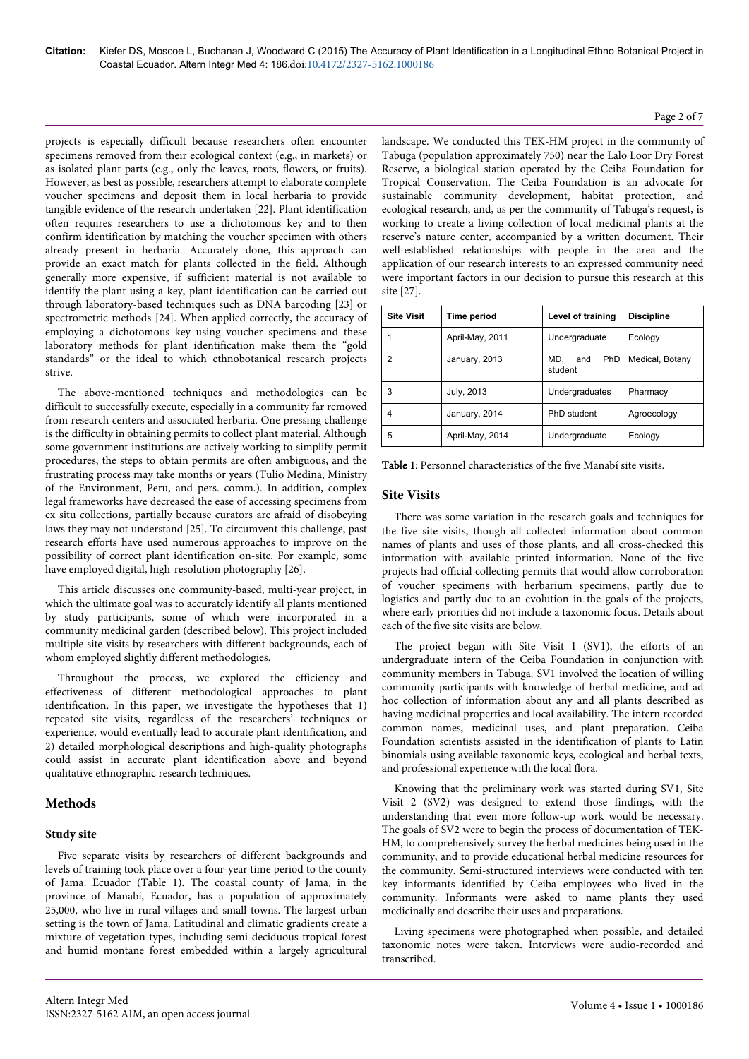projects is especially difficult because researchers often encounter specimens removed from their ecological context (e.g., in markets) or as isolated plant parts (e.g., only the leaves, roots, flowers, or fruits). However, as best as possible, researchers attempt to elaborate complete voucher specimens and deposit them in local herbaria to provide tangible evidence of the research undertaken [22]. Plant identification often requires researchers to use a dichotomous key and to then confirm identification by matching the voucher specimen with others already present in herbaria. Accurately done, this approach can provide an exact match for plants collected in the field. Although generally more expensive, if sufficient material is not available to identify the plant using a key, plant identification can be carried out through laboratory-based techniques such as DNA barcoding [23] or spectrometric methods [24]. When applied correctly, the accuracy of employing a dichotomous key using voucher specimens and these laboratory methods for plant identification make them the "gold standards" or the ideal to which ethnobotanical research projects strive.

The above-mentioned techniques and methodologies can be difficult to successfully execute, especially in a community far removed from research centers and associated herbaria. One pressing challenge is the difficulty in obtaining permits to collect plant material. Although some government institutions are actively working to simplify permit procedures, the steps to obtain permits are often ambiguous, and the frustrating process may take months or years (Tulio Medina, Ministry of the Environment, Peru, and pers. comm.). In addition, complex legal frameworks have decreased the ease of accessing specimens from ex situ collections, partially because curators are afraid of disobeying laws they may not understand [25]. To circumvent this challenge, past research efforts have used numerous approaches to improve on the possibility of correct plant identification on-site. For example, some have employed digital, high-resolution photography [26].

This article discusses one community-based, multi-year project, in which the ultimate goal was to accurately identify all plants mentioned by study participants, some of which were incorporated in a community medicinal garden (described below). This project included multiple site visits by researchers with different backgrounds, each of whom employed slightly different methodologies.

Throughout the process, we explored the efficiency and effectiveness of different methodological approaches to plant identification. In this paper, we investigate the hypotheses that 1) repeated site visits, regardless of the researchers' techniques or experience, would eventually lead to accurate plant identification, and 2) detailed morphological descriptions and high-quality photographs could assist in accurate plant identification above and beyond qualitative ethnographic research techniques.

## Methods

### Study site

Five separate visits by researchers of different backgrounds and levels of training took place over a four-year time period to the county of Jama, Ecuador (Table 1). The coastal county of Jama, in the province of Manabí, Ecuador, has a population of approximately 25,000, who live in rural villages and small towns. The largest urban setting is the town of Jama. Latitudinal and climatic gradients create a mixture of vegetation types, including semi-deciduous tropical forest and humid montane forest embedded within a largely agricultural landscape. We conducted this TEK-HM project in the community of Tabuga (population approximately 750) near the Lalo Loor Dry Forest Reserve, a biological station operated by the Ceiba Foundation for Tropical Conservation. The Ceiba Foundation is an advocate for sustainable community development, habitat protection, and ecological research, and, as per the community of Tabuga's request, is working to create a living collection of local medicinal plants at the reserve's nature center, accompanied by a written document. Their well-established relationships with people in the area and the application of our research interests to an expressed community need were important factors in our decision to pursue this research at this site [27].

| Site Visit | Time period | Level of training | Discipline |
|---|---|---|---|
| 1 | April-May, 2011 | Undergraduate | Ecology |
| 2 | January, 2013 | MD, and PhD student | Medical, Botany |
| 3 | July, 2013 | Undergraduates | Pharmacy |
| 4 | January, 2014 | PhD student | Agroecology |
| 5 | April-May, 2014 | Undergraduate | Ecology |

**Table 1**: Personnel characteristics of the five Manabí site visits.

## Site Visits

There was some variation in the research goals and techniques for the five site visits, though all collected information about common names of plants and uses of those plants, and all cross-checked this information with available printed information. None of the five projects had official collecting permits that would allow corroboration of voucher specimens with herbarium specimens, partly due to logistics and partly due to an evolution in the goals of the projects, where early priorities did not include a taxonomic focus. Details about each of the five site visits are below.

The project began with Site Visit 1 (SV1), the efforts of an undergraduate intern of the Ceiba Foundation in conjunction with community members in Tabuga. SV1 involved the location of willing community participants with knowledge of herbal medicine, and ad hoc collection of information about any and all plants described as having medicinal properties and local availability. The intern recorded common names, medicinal uses, and plant preparation. Ceiba Foundation scientists assisted in the identification of plants to Latin binomials using available taxonomic keys, ecological and herbal texts, and professional experience with the local flora.

Knowing that the preliminary work was started during SV1, Site Visit 2 (SV2) was designed to extend those findings, with the understanding that even more follow-up work would be necessary. The goals of SV2 were to begin the process of documentation of TEK-HM, to comprehensively survey the herbal medicines being used in the community, and to provide educational herbal medicine resources for the community. Semi-structured interviews were conducted with ten key informants identified by Ceiba employees who lived in the community. Informants were asked to name plants they used medicinally and describe their uses and preparations.

Living specimens were photographed when possible, and detailed taxonomic notes were taken. Interviews were audio-recorded and transcribed.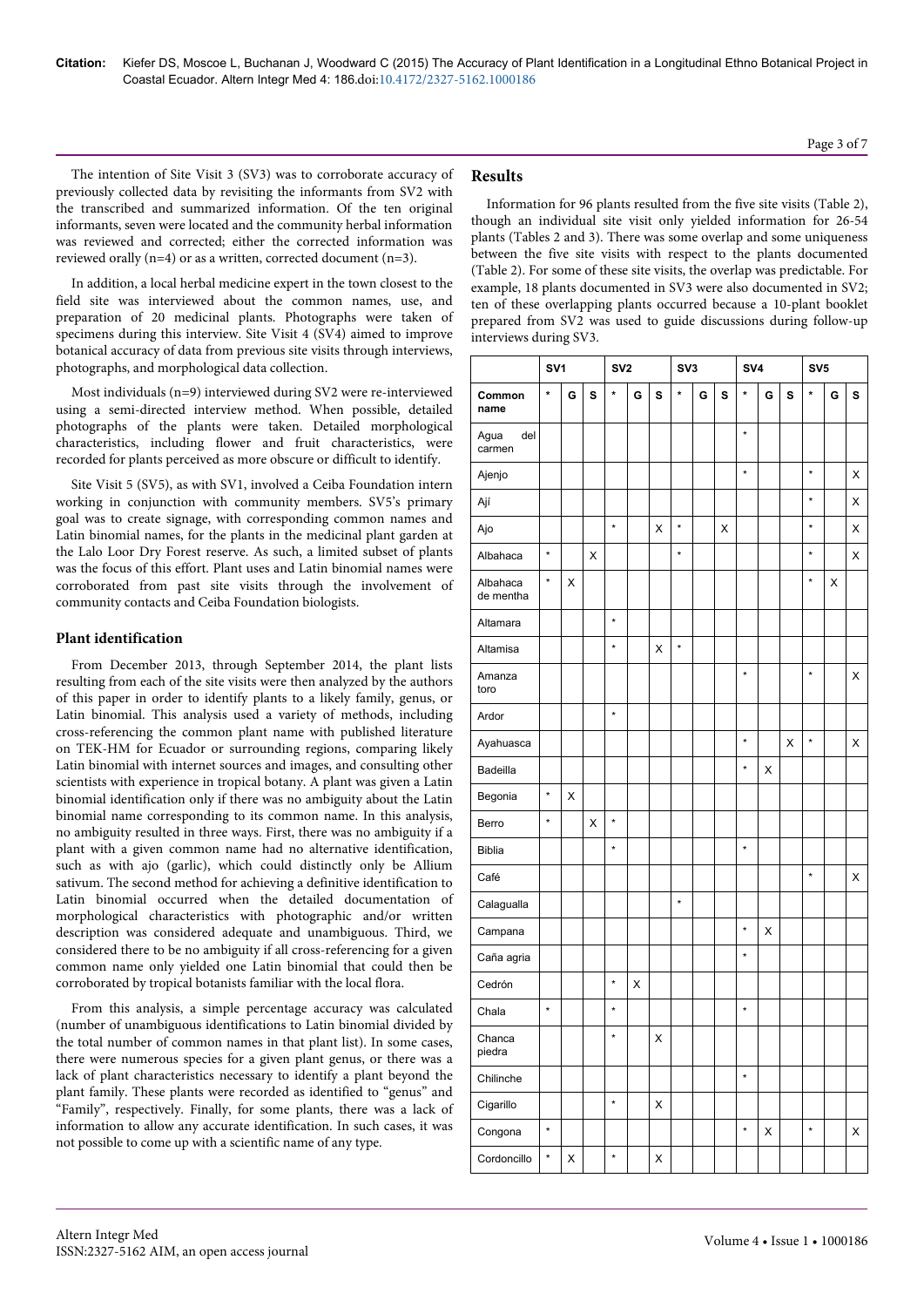The intention of Site Visit 3 (SV3) was to corroborate accuracy of previously collected data by revisiting the informants from SV2 with the transcribed and summarized information. Of the ten original informants, seven were located and the community herbal information was reviewed and corrected; either the corrected information was reviewed orally (n=4) or as a written, corrected document (n=3).

In addition, a local herbal medicine expert in the town closest to the field site was interviewed about the common names, use, and preparation of 20 medicinal plants. Photographs were taken of specimens during this interview. Site Visit 4 (SV4) aimed to improve botanical accuracy of data from previous site visits through interviews, photographs, and morphological data collection.

Most individuals (n=9) interviewed during SV2 were re-interviewed using a semi-directed interview method. When possible, detailed photographs of the plants were taken. Detailed morphological characteristics, including flower and fruit characteristics, were recorded for plants perceived as more obscure or difficult to identify.

Site Visit 5 (SV5), as with SV1, involved a Ceiba Foundation intern working in conjunction with community members. SV5's primary goal was to create signage, with corresponding common names and Latin binomial names, for the plants in the medicinal plant garden at the Lalo Loor Dry Forest reserve. As such, a limited subset of plants was the focus of this effort. Plant uses and Latin binomial names were corroborated from past site visits through the involvement of community contacts and Ceiba Foundation biologists.

## Plant identification

From December 2013, through September 2014, the plant lists resulting from each of the site visits were then analyzed by the authors of this paper in order to identify plants to a likely family, genus, or Latin binomial. This analysis used a variety of methods, including cross-referencing the common plant name with published literature on TEK-HM for Ecuador or surrounding regions, comparing likely Latin binomial with internet sources and images, and consulting other scientists with experience in tropical botany. A plant was given a Latin binomial identification only if there was no ambiguity about the Latin binomial name corresponding to its common name. In this analysis, no ambiguity resulted in three ways. First, there was no ambiguity if a plant with a given common name had no alternative identification, such as with ajo (garlic), which could distinctly only be Allium sativum. The second method for achieving a definitive identification to Latin binomial occurred when the detailed documentation of morphological characteristics with photographic and/or written description was considered adequate and unambiguous. Third, we considered there to be no ambiguity if all cross-referencing for a given common name only yielded one Latin binomial that could then be corroborated by tropical botanists familiar with the local flora.

From this analysis, a simple percentage accuracy was calculated (number of unambiguous identifications to Latin binomial divided by the total number of common names in that plant list). In some cases, there were numerous species for a given plant genus, or there was a lack of plant characteristics necessary to identify a plant beyond the plant family. These plants were recorded as identified to "genus" and "Family", respectively. Finally, for some plants, there was a lack of information to allow any accurate identification. In such cases, it was not possible to come up with a scientific name of any type.

# Results

Information for 96 plants resulted from the five site visits (Table 2), though an individual site visit only yielded information for 26-54 plants (Tables 2 and 3). There was some overlap and some uniqueness between the five site visits with respect to the plants documented (Table 2). For some of these site visits, the overlap was predictable. For example, 18 plants documented in SV3 were also documented in SV2; ten of these overlapping plants occurred because a 10-plant booklet prepared from SV2 was used to guide discussions during follow-up interviews during SV3.

| | SV1 | | | SV2 | | | SV3 | | | SV4 | | | SV5 | | |
|---|---|---|---|---|---|---|---|---|---|---|---|---|---|---|---|
| **Common name** | * | **G** | **S** | * | **G** | **S** | * | **G** | **S** | * | **G** | **S** | * | **G** | **S** |
| Agua del carmen | | | | | | | | | | * | | | | | |
| Ajenjo | | | | | | | | | | * | | | * | | X |
| Ají | | | | | | | | | | | | | * | | X |
| Ajo | | | | * | | X | * | | X | | | | * | | X |
| Albahaca | * | | X | | | | * | | | | | | * | | X |
| Albahaca de mentha | * | X | | | | | | | | | | | * | X | |
| Altamara | | | | * | | | | | | | | | | | |
| Altamisa | | | | * | | X | * | | | | | | | | |
| Amanza toro | | | | | | | | | | * | | | * | | X |
| Ardor | | | | * | | | | | | | | | | | |
| Ayahuasca | | | | | | | | | | * | | X | * | | X |
| Badeilla | | | | | | | | | | * | X | | | | |
| Begonia | * | X | | | | | | | | | | | | | |
| Berro | * | | X | * | | | | | | | | | | | |
| Biblia | | | | * | | | | | | * | | | | | |
| Café | | | | | | | | | | | | | * | | X |
| Calagualla | | | | | | | * | | | | | | | | |
| Campana | | | | | | | | | | * | X | | | | |
| Caña agria | | | | | | | | | | * | | | | | |
| Cedrón | | | | * | X | | | | | | | | | | |
| Chala | * | | | * | | | | | | * | | | | | |
| Chanca piedra | | | | * | | X | | | | | | | | | |
| Chilinche | | | | | | | | | | * | | | | | |
| Cigarillo | | | | * | | X | | | | | | | | | |
| Congona | * | | | | | | | | | * | X | | * | | X |
| Cordoncillo | * | X | | * | | X | | | | | | | | | |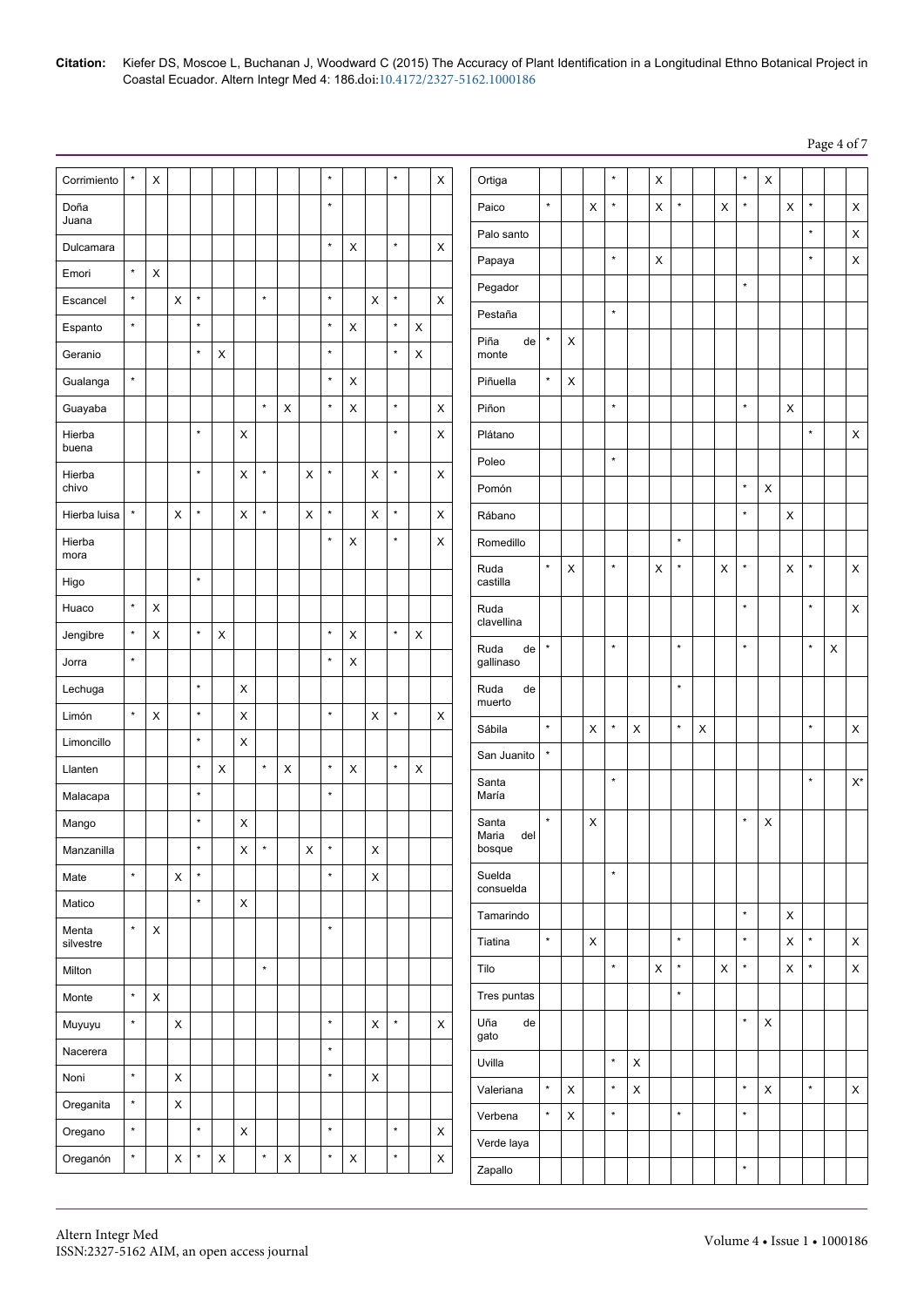| | | | | | | | | | | | | | | | |
|---|---|---|---|---|---|---|---|---|---|---|---|---|---|---|---|
| Corrimiento | * | X | | | | | | | | * | | | * | | X |
| Doña Juana | | | | | | | | | | * | | | | | |
| Dulcamara | | | | | | | | | | * | X | | * | | X |
| Emori | * | X | | | | | | | | | | | | | |
| Escancel | * | | X | * | | | * | | | * | | X | * | | X |
| Espanto | * | | | * | | | | | | * | X | | * | X | |
| Geranio | | | | * | X | | | | | * | | | * | X | |
| Gualanga | * | | | | | | | | | * | X | | | | |
| Guayaba | | | | | | | * | X | | * | X | | * | | X |
| Hierba buena | | | | * | | X | | | | | | | * | | X |
| Hierba chivo | | | | * | | X | * | | X | * | | X | * | | X |
| Hierba luisa | * | | X | * | | X | * | | X | * | | X | * | | X |
| Hierba mora | | | | | | | | | | * | X | | * | | X |
| Higo | | | | * | | | | | | | | | | | |
| Huaco | * | X | | | | | | | | | | | | | |
| Jengibre | * | X | | * | X | | | | | * | X | | * | X | |
| Jorra | * | | | | | | | | | * | X | | | | |
| Lechuga | | | | * | | X | | | | | | | | | |
| Limón | * | X | | * | | X | | | | * | | X | * | | X |
| Limoncillo | | | | * | | X | | | | | | | | | |
| Llanten | | | | * | X | | * | X | | * | X | | * | X | |
| Malacapa | | | | * | | | | | | * | | | | | |
| Mango | | | | * | | X | | | | | | | | | |
| Manzanilla | | | | * | | X | * | | X | * | | X | | | |
| Mate | * | | X | * | | | | | | * | | X | | | |
| Matico | | | | * | | X | | | | | | | | | |
| Menta silvestre | * | X | | | | | | | | * | | | | | |
| Milton | | | | | | | * | | | | | | | | |
| Monte | * | X | | | | | | | | | | | | | |
| Muyuyu | * | | X | | | | | | | * | | X | * | | X |
| Nacerera | | | | | | | | | | * | | | | | |
| Noni | * | | X | | | | | | | * | | X | | | |
| Oreganita | * | | X | | | | | | | | | | | | |
| Oregano | * | | | * | | X | | | | * | | | * | | X |
| Oreganón | * | | X | * | X | | * | X | | * | X | | * | | X |
| Ortiga | | | | * | | X | | | | * | X | | | | |
| Paico | * | | X | * | | X | * | | X | * | | X | * | | X |
| Palo santo | | | | | | | | | | | | | * | | X |
| Papaya | | | | * | | X | | | | | | | * | | X |
| Pegador | | | | | | | | | | * | | | | | |
| Pestaña | | | | * | | | | | | | | | | | |
| Piña de monte | * | X | | | | | | | | | | | | | |
| Piñuella | * | X | | | | | | | | | | | | | |
| Piñon | | | | * | | | | | | * | | X | | | |
| Plátano | | | | | | | | | | | | | * | | X |
| Poleo | | | | * | | | | | | | | | | | |
| Pomón | | | | | | | | | | * | X | | | | |
| Rábano | | | | | | | | | | * | | X | | | |
| Romedillo | | | | | | | * | | | | | | | | |
| Ruda castilla | * | X | | * | | X | * | | X | * | | X | * | | X |
| Ruda clavellina | | | | | | | | | | * | | | * | | X |
| Ruda de gallinaso | * | | | * | | | * | | | * | | | * | X | |
| Ruda de muerto | | | | | | | * | | | | | | | | |
| Sábila | * | | X | * | X | | * | X | | | | | * | | X |
| San Juanito | * | | | | | | | | | | | | | | |
| Santa María | | | | * | | | | | | | | | * | | X* |
| Santa Maria del bosque | * | | X | | | | | | | * | X | | | | |
| Suelda consuelda | | | | * | | | | | | | | | | | |
| Tamarindo | | | | | | | | | | * | | X | | | |
| Tiatina | * | | X | | | | * | | | * | | X | * | | X |
| Tilo | | | | * | | X | * | | X | * | | X | * | | X |
| Tres puntas | | | | | | | * | | | | | | | | |
| Uña de gato | | | | | | | | | | * | X | | | | |
| Uvilla | | | | * | X | | | | | | | | | | |
| Valeriana | * | X | | * | X | | | | | * | X | | * | | X |
| Verbena | * | X | | * | | | * | | | * | | | | | |
| Verde laya | | | | | | | | | | | | | | | |
| Zapallo | | | | | | | | | | * | | | | | |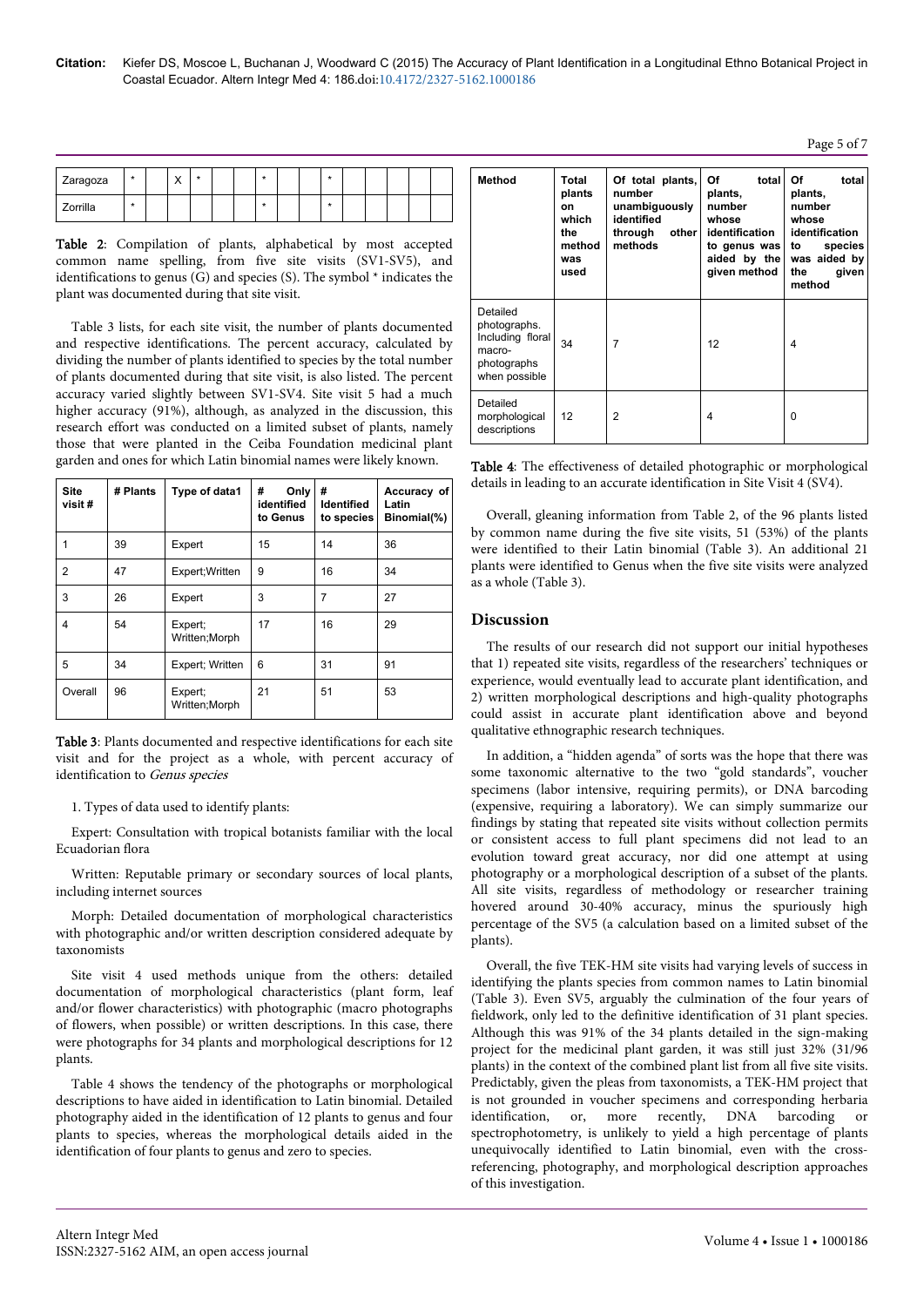|  |  |  |  |  |  |  |  |  |  |  |  |  |  |  |  |
|---|---|---|---|---|---|---|---|---|---|---|---|---|---|---|---|
| Zaragoza | * |  | X | * |  |  | * |  |  | * |  |  |  |  |  |
| Zorrilla | * |  |  |  |  |  | * |  |  | * |  |  |  |  |  |

**Table 2**: Compilation of plants, alphabetical by most accepted common name spelling, from five site visits (SV1-SV5), and identifications to genus (G) and species (S). The symbol * indicates the plant was documented during that site visit.

Table 3 lists, for each site visit, the number of plants documented and respective identifications. The percent accuracy, calculated by dividing the number of plants identified to species by the total number of plants documented during that site visit, is also listed. The percent accuracy varied slightly between SV1-SV4. Site visit 5 had a much higher accuracy (91%), although, as analyzed in the discussion, this research effort was conducted on a limited subset of plants, namely those that were planted in the Ceiba Foundation medicinal plant garden and ones for which Latin binomial names were likely known.

| Site visit # | # Plants | Type of data1 | # Only identified to Genus | # Identified to species | Accuracy of Latin Binomial(%) |
|---|---|---|---|---|---|
| 1 | 39 | Expert | 15 | 14 | 36 |
| 2 | 47 | Expert;Written | 9 | 16 | 34 |
| 3 | 26 | Expert | 3 | 7 | 27 |
| 4 | 54 | Expert; Written;Morph | 17 | 16 | 29 |
| 5 | 34 | Expert; Written | 6 | 31 | 91 |
| Overall | 96 | Expert; Written;Morph | 21 | 51 | 53 |

**Table 3**: Plants documented and respective identifications for each site visit and for the project as a whole, with percent accuracy of identification to *Genus species*

1. Types of data used to identify plants:

Expert: Consultation with tropical botanists familiar with the local Ecuadorian flora

Written: Reputable primary or secondary sources of local plants, including internet sources

Morph: Detailed documentation of morphological characteristics with photographic and/or written description considered adequate by taxonomists

Site visit 4 used methods unique from the others: detailed documentation of morphological characteristics (plant form, leaf and/or flower characteristics) with photographic (macro photographs of flowers, when possible) or written descriptions. In this case, there were photographs for 34 plants and morphological descriptions for 12 plants.

Table 4 shows the tendency of the photographs or morphological descriptions to have aided in identification to Latin binomial. Detailed photography aided in the identification of 12 plants to genus and four plants to species, whereas the morphological details aided in the identification of four plants to genus and zero to species.

| Method | Total plants on which the method was used | Of total plants, number unambiguously identified through other methods | Of total plants, number whose identification to genus was aided by the given method | Of total plants, number whose identification to species was aided by the given method |
|---|---|---|---|---|
| Detailed photographs. Including floral macro-photographs when possible | 34 | 7 | 12 | 4 |
| Detailed morphological descriptions | 12 | 2 | 4 | 0 |

**Table 4**: The effectiveness of detailed photographic or morphological details in leading to an accurate identification in Site Visit 4 (SV4).

Overall, gleaning information from Table 2, of the 96 plants listed by common name during the five site visits, 51 (53%) of the plants were identified to their Latin binomial (Table 3). An additional 21 plants were identified to Genus when the five site visits were analyzed as a whole (Table 3).

## Discussion

The results of our research did not support our initial hypotheses that 1) repeated site visits, regardless of the researchers' techniques or experience, would eventually lead to accurate plant identification, and 2) written morphological descriptions and high-quality photographs could assist in accurate plant identification above and beyond qualitative ethnographic research techniques.

In addition, a "hidden agenda" of sorts was the hope that there was some taxonomic alternative to the two "gold standards", voucher specimens (labor intensive, requiring permits), or DNA barcoding (expensive, requiring a laboratory). We can simply summarize our findings by stating that repeated site visits without collection permits or consistent access to full plant specimens did not lead to an evolution toward great accuracy, nor did one attempt at using photography or a morphological description of a subset of the plants. All site visits, regardless of methodology or researcher training hovered around 30-40% accuracy, minus the spuriously high percentage of the SV5 (a calculation based on a limited subset of the plants).

Overall, the five TEK-HM site visits had varying levels of success in identifying the plants species from common names to Latin binomial (Table 3). Even SV5, arguably the culmination of the four years of fieldwork, only led to the definitive identification of 31 plant species. Although this was 91% of the 34 plants detailed in the sign-making project for the medicinal plant garden, it was still just 32% (31/96 plants) in the context of the combined plant list from all five site visits. Predictably, given the pleas from taxonomists, a TEK-HM project that is not grounded in voucher specimens and corresponding herbaria identification, or, more recently, DNA barcoding or spectrophotometry, is unlikely to yield a high percentage of plants unequivocally identified to Latin binomial, even with the cross-referencing, photography, and morphological description approaches of this investigation.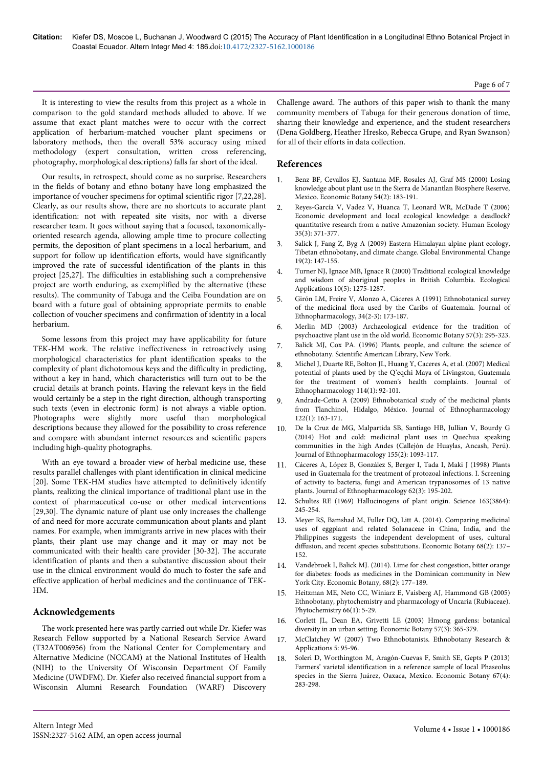It is interesting to view the results from this project as a whole in comparison to the gold standard methods alluded to above. If we assume that exact plant matches were to occur with the correct application of herbarium-matched voucher plant specimens or laboratory methods, then the overall 53% accuracy using mixed methodology (expert consultation, written cross referencing, photography, morphological descriptions) falls far short of the ideal.

Our results, in retrospect, should come as no surprise. Researchers in the fields of botany and ethno botany have long emphasized the importance of voucher specimens for optimal scientific rigor [7,22,28]. Clearly, as our results show, there are no shortcuts to accurate plant identification: not with repeated site visits, nor with a diverse researcher team. It goes without saying that a focused, taxonomically-oriented research agenda, allowing ample time to procure collecting permits, the deposition of plant specimens in a local herbarium, and support for follow up identification efforts, would have significantly improved the rate of successful identification of the plants in this project [25,27]. The difficulties in establishing such a comprehensive project are worth enduring, as exemplified by the alternative (these results). The community of Tabuga and the Ceiba Foundation are on board with a future goal of obtaining appropriate permits to enable collection of voucher specimens and confirmation of identity in a local herbarium.

Some lessons from this project may have applicability for future TEK-HM work. The relative ineffectiveness in retroactively using morphological characteristics for plant identification speaks to the complexity of plant dichotomous keys and the difficulty in predicting, without a key in hand, which characteristics will turn out to be the crucial details at branch points. Having the relevant keys in the field would certainly be a step in the right direction, although transporting such texts (even in electronic form) is not always a viable option. Photographs were slightly more useful than morphological descriptions because they allowed for the possibility to cross reference and compare with abundant internet resources and scientific papers including high-quality photographs.

With an eye toward a broader view of herbal medicine use, these results parallel challenges with plant identification in clinical medicine [20]. Some TEK-HM studies have attempted to definitively identify plants, realizing the clinical importance of traditional plant use in the context of pharmaceutical co-use or other medical interventions [29,30]. The dynamic nature of plant use only increases the challenge of and need for more accurate communication about plants and plant names. For example, when immigrants arrive in new places with their plants, their plant use may change and it may or may not be communicated with their health care provider [30-32]. The accurate identification of plants and then a substantive discussion about their use in the clinical environment would do much to foster the safe and effective application of herbal medicines and the continuance of TEK-HM.

## Acknowledgements

The work presented here was partly carried out while Dr. Kiefer was Research Fellow supported by a National Research Service Award (T32AT006956) from the National Center for Complementary and Alternative Medicine (NCCAM) at the National Institutes of Health (NIH) to the University Of Wisconsin Department Of Family Medicine (UWDFM). Dr. Kiefer also received financial support from a Wisconsin Alumni Research Foundation (WARF) Discovery Challenge award. The authors of this paper wish to thank the many community members of Tabuga for their generous donation of time, sharing their knowledge and experience, and the student researchers (Dena Goldberg, Heather Hresko, Rebecca Grupe, and Ryan Swanson) for all of their efforts in data collection.

## References

1. Benz BF, Cevallos EJ, Santana MF, Rosales AJ, Graf MS (2000) Losing knowledge about plant use in the Sierra de Manantlan Biosphere Reserve, Mexico. Economic Botany 54(2): 183-191.
2. Reyes-García V, Vadez V, Huanca T, Leonard WR, McDade T (2006) Economic development and local ecological knowledge: a deadlock? quantitative research from a native Amazonian society. Human Ecology 35(3): 371-377.
3. Salick J, Fang Z, Byg A (2009) Eastern Himalayan alpine plant ecology, Tibetan ethnobotany, and climate change. Global Environmental Change 19(2): 147-155.
4. Turner NJ, Ignace MB, Ignace R (2000) Traditional ecological knowledge and wisdom of aboriginal peoples in British Columbia. Ecological Applications 10(5): 1275-1287.
5. Girón LM, Freire V, Alonzo A, Cáceres A (1991) Ethnobotanical survey of the medicinal flora used by the Caribs of Guatemala. Journal of Ethnopharmacology, 34(2-3): 173-187.
6. Merlin MD (2003) Archaeological evidence for the tradition of psychoactive plant use in the old world. Economic Botany 57(3): 295-323.
7. Balick MJ, Cox PA. (1996) Plants, people, and culture: the science of ethnobotany. Scientific American Library, New York.
8. Michel J, Duarte RE, Bolton JL, Huang Y, Caceres A, et al. (2007) Medical potential of plants used by the Q'eqchi Maya of Livingston, Guatemala for the treatment of women's health complaints. Journal of Ethnopharmacology 114(1): 92-101.
9. Andrade-Cetto A (2009) Ethnobotanical study of the medicinal plants from Tlanchinol, Hidalgo, México. Journal of Ethnopharmacology 122(1): 163-171.
10. De la Cruz de MG, Malpartida SB, Santiago HB, Jullian V, Bourdy G (2014) Hot and cold: medicinal plant uses in Quechua speaking communities in the high Andes (Callejón de Huaylas, Ancash, Perú). Journal of Ethnopharmacology 155(2): 1093-117.
11. Cáceres A, López B, González S, Berger I, Tada I, Maki J (1998) Plants used in Guatemala for the treatment of protozoal infections. I. Screening of activity to bacteria, fungi and American trypanosomes of 13 native plants. Journal of Ethnopharmacology 62(3): 195-202.
12. Schultes RE (1969) Hallucinogens of plant origin. Science 163(3864): 245-254.
13. Meyer RS, Bamshad M, Fuller DQ, Litt A. (2014). Comparing medicinal uses of eggplant and related Solanaceae in China, India, and the Philippines suggests the independent development of uses, cultural diffusion, and recent species substitutions. Economic Botany 68(2): 137–152.
14. Vandebroek I, Balick MJ. (2014). Lime for chest congestion, bitter orange for diabetes: foods as medicines in the Dominican community in New York City. Economic Botany, 68(2): 177–189.
15. Heitzman ME, Neto CC, Winiarz E, Vaisberg AJ, Hammond GB (2005) Ethnobotany, phytochemistry and pharmacology of Uncaria (Rubiaceae). Phytochemistry 66(1): 5-29.
16. Corlett JL, Dean EA, Grivetti LE (2003) Hmong gardens: botanical diversity in an urban setting. Economic Botany 57(3): 365-379.
17. McClatchey W (2007) Two Ethnobotanists. Ethnobotany Research & Applications 5: 95-96.
18. Soleri D, Worthington M, Aragón-Cuevas F, Smith SE, Gepts P (2013) Farmers' varietal identification in a reference sample of local Phaseolus species in the Sierra Juárez, Oaxaca, Mexico. Economic Botany 67(4): 283-298.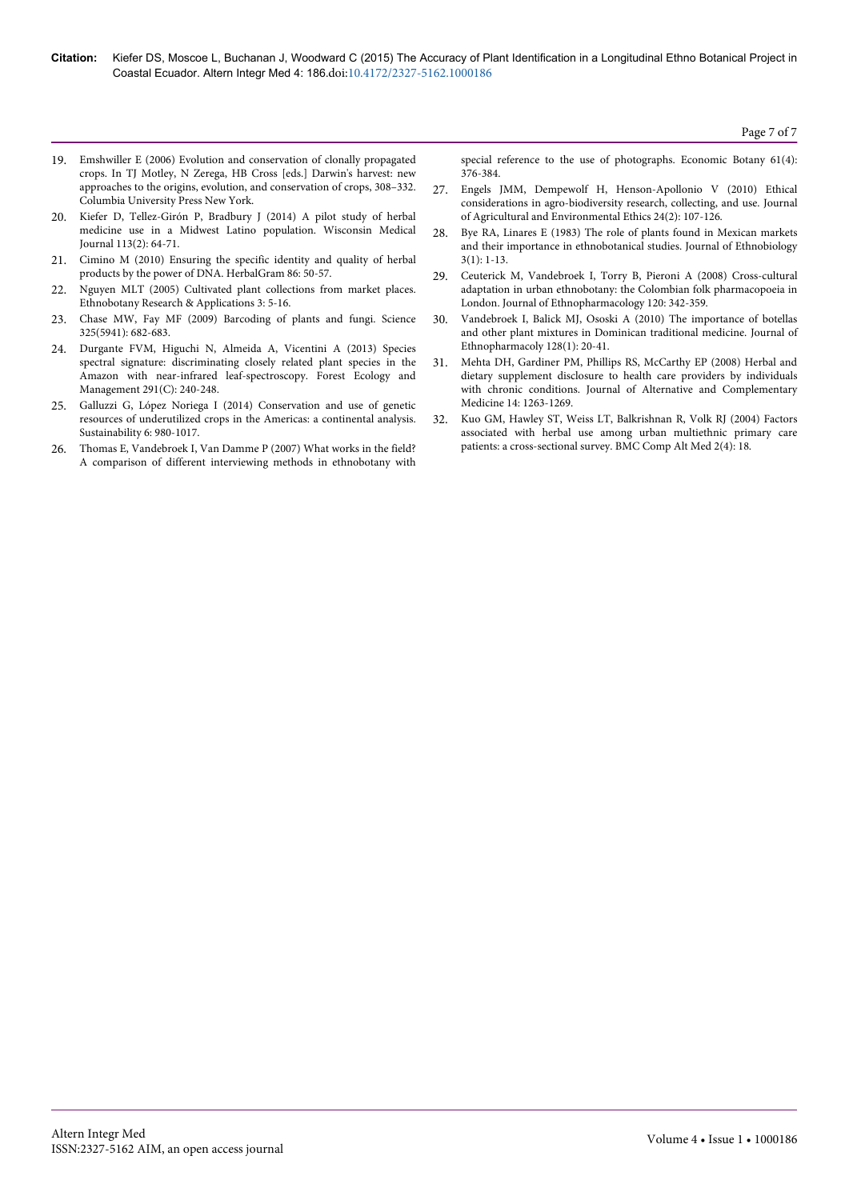19. Emshwiller E (2006) Evolution and conservation of clonally propagated crops. In TJ Motley, N Zerega, HB Cross [eds.] Darwin's harvest: new approaches to the origins, evolution, and conservation of crops, 308–332. Columbia University Press New York.
20. Kiefer D, Tellez-Girón P, Bradbury J (2014) A pilot study of herbal medicine use in a Midwest Latino population. Wisconsin Medical Journal 113(2): 64-71.
21. Cimino M (2010) Ensuring the specific identity and quality of herbal products by the power of DNA. HerbalGram 86: 50-57.
22. Nguyen MLT (2005) Cultivated plant collections from market places. Ethnobotany Research & Applications 3: 5-16.
23. Chase MW, Fay MF (2009) Barcoding of plants and fungi. Science 325(5941): 682-683.
24. Durgante FVM, Higuchi N, Almeida A, Vicentini A (2013) Species spectral signature: discriminating closely related plant species in the Amazon with near-infrared leaf-spectroscopy. Forest Ecology and Management 291(C): 240-248.
25. Galluzzi G, López Noriega I (2014) Conservation and use of genetic resources of underutilized crops in the Americas: a continental analysis. Sustainability 6: 980-1017.
26. Thomas E, Vandebroek I, Van Damme P (2007) What works in the field? A comparison of different interviewing methods in ethnobotany with special reference to the use of photographs. Economic Botany 61(4): 376-384.
27. Engels JMM, Dempewolf H, Henson-Apollonio V (2010) Ethical considerations in agro-biodiversity research, collecting, and use. Journal of Agricultural and Environmental Ethics 24(2): 107-126.
28. Bye RA, Linares E (1983) The role of plants found in Mexican markets and their importance in ethnobotanical studies. Journal of Ethnobiology 3(1): 1-13.
29. Ceuterick M, Vandebroek I, Torry B, Pieroni A (2008) Cross-cultural adaptation in urban ethnobotany: the Colombian folk pharmacopoeia in London. Journal of Ethnopharmacology 120: 342-359.
30. Vandebroek I, Balick MJ, Ososki A (2010) The importance of botellas and other plant mixtures in Dominican traditional medicine. Journal of Ethnopharmacoly 128(1): 20-41.
31. Mehta DH, Gardiner PM, Phillips RS, McCarthy EP (2008) Herbal and dietary supplement disclosure to health care providers by individuals with chronic conditions. Journal of Alternative and Complementary Medicine 14: 1263-1269.
32. Kuo GM, Hawley ST, Weiss LT, Balkrishnan R, Volk RJ (2004) Factors associated with herbal use among urban multiethnic primary care patients: a cross-sectional survey. BMC Comp Alt Med 2(4): 18.